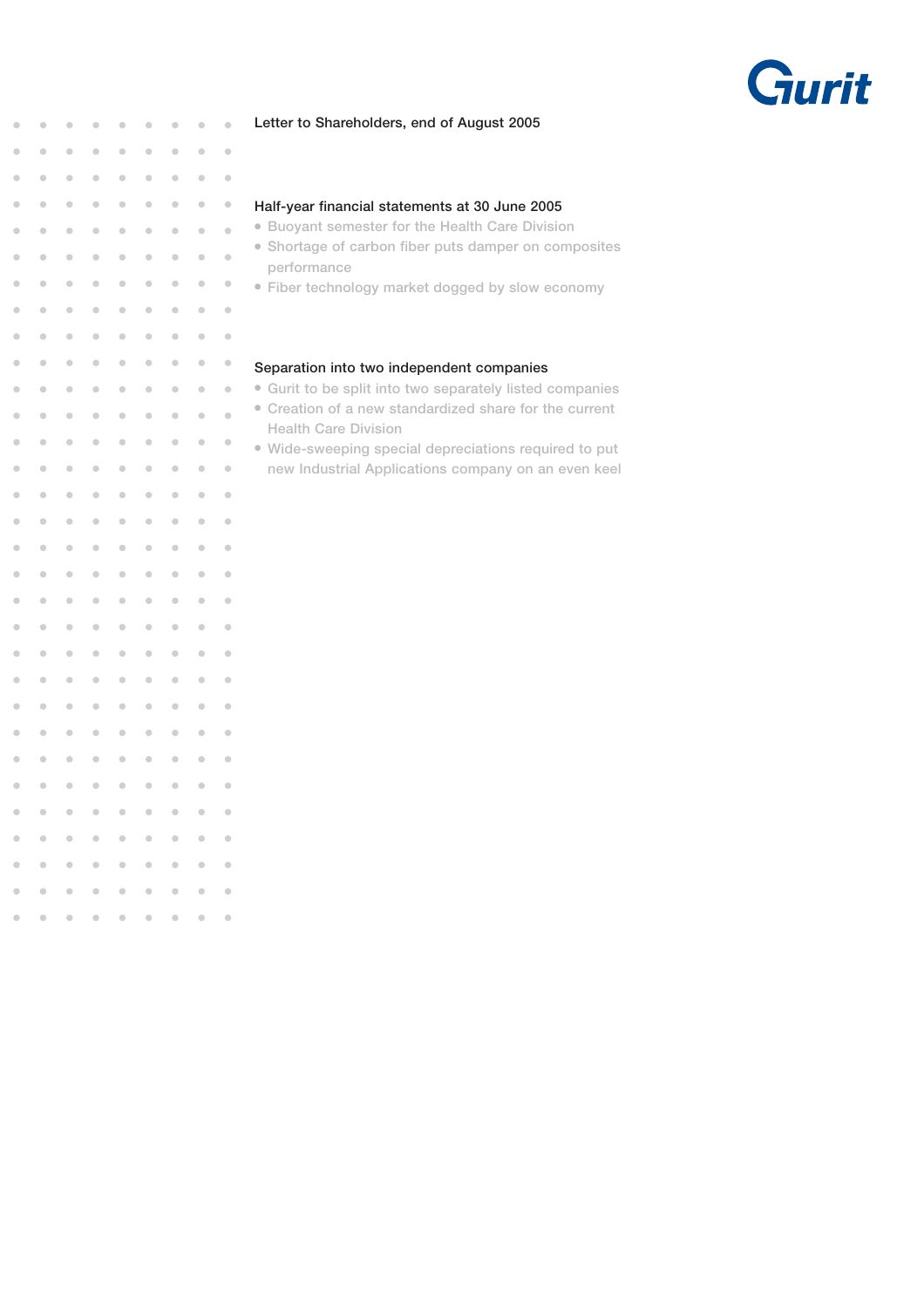Gurit

# Letter to Shareholders, end of August 2005

## Half-year financial statements at 30 June 2005

- Buoyant semester for the Health Care Division
- Shortage of carbon fiber puts damper on composites performance
- Fiber technology market dogged by slow economy

## Separation into two independent companies

- Gurit to be split into two separately listed companies
- Creation of a new standardized share for the current Health Care Division
- Wide-sweeping special depreciations required to put new Industrial Applications company on an even keel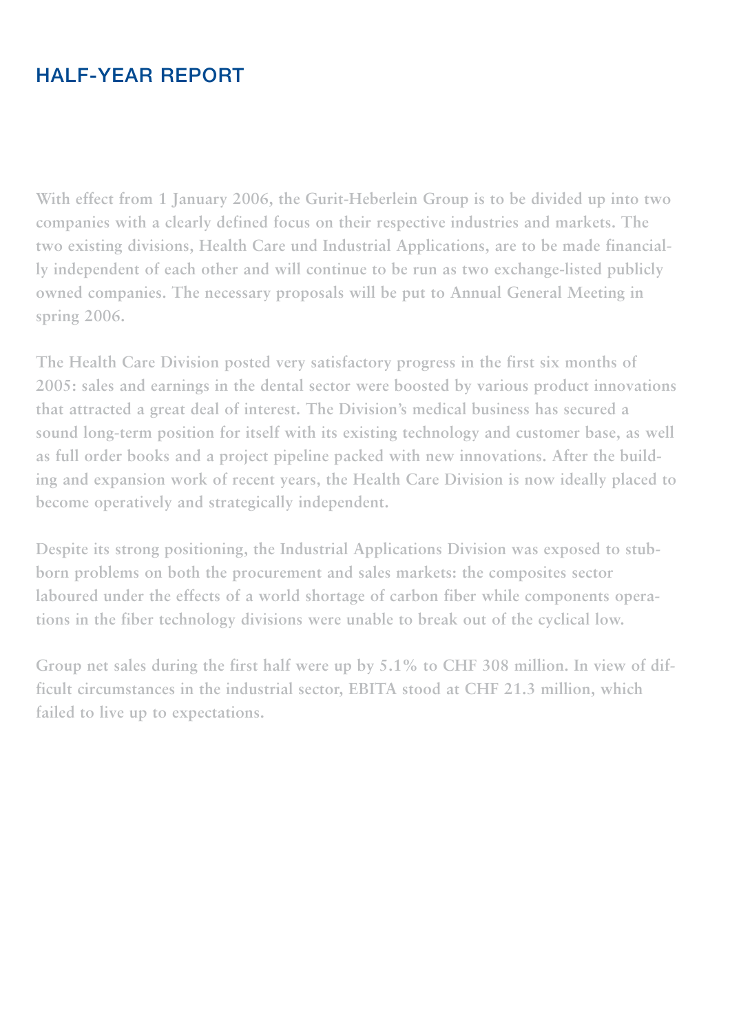# HALF-YEAR REPORT

**With effect from 1 January 2006, the Gurit-Heberlein Group is to be divided up into two companies with a clearly defined focus on their respective industries and markets. The two existing divisions, Health Care und Industrial Applications, are to be made financially independent of each other and will continue to be run as two exchange-listed publicly owned companies. The necessary proposals will be put to Annual General Meeting in spring 2006.**

**The Health Care Division posted very satisfactory progress in the first six months of 2005: sales and earnings in the dental sector were boosted by various product innovations that attracted a great deal of interest. The Division's medical business has secured a sound long-term position for itself with its existing technology and customer base, as well as full order books and a project pipeline packed with new innovations. After the building and expansion work of recent years, the Health Care Division is now ideally placed to become operatively and strategically independent.**

**Despite its strong positioning, the Industrial Applications Division was exposed to stubborn problems on both the procurement and sales markets: the composites sector laboured under the effects of a world shortage of carbon fiber while components operations in the fiber technology divisions were unable to break out of the cyclical low.**

**Group net sales during the first half were up by 5.1% to CHF 308 million. In view of difficult circumstances in the industrial sector, EBITA stood at CHF 21.3 million, which failed to live up to expectations.**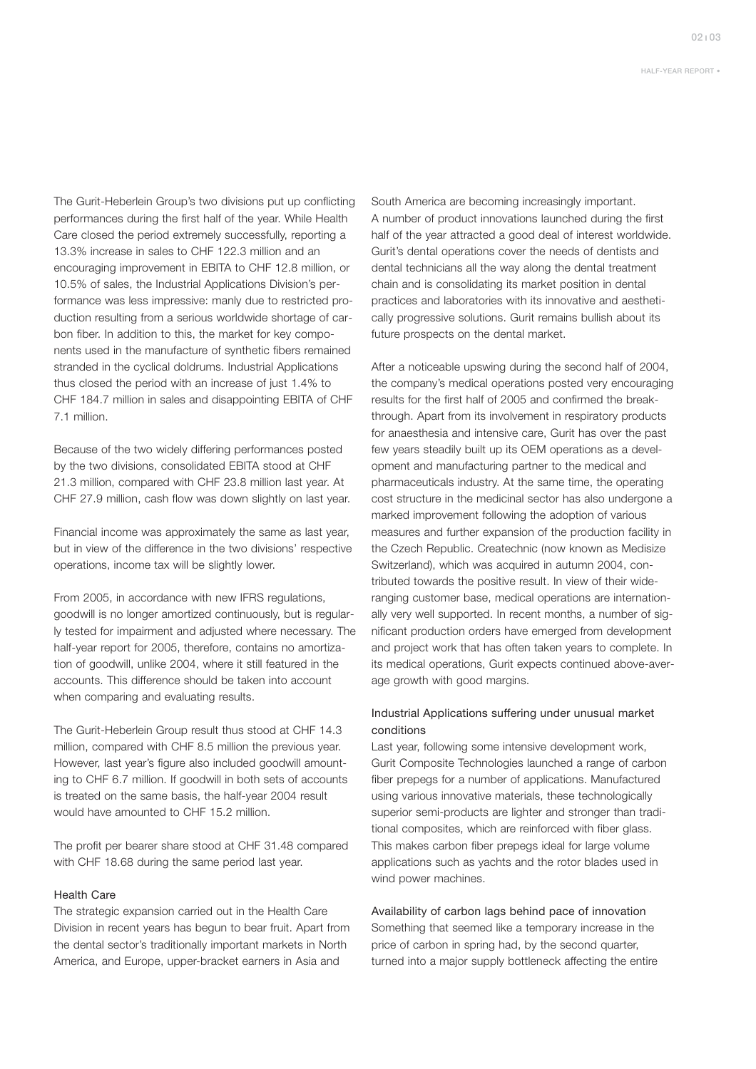The Gurit-Heberlein Group's two divisions put up conflicting performances during the first half of the year. While Health Care closed the period extremely successfully, reporting a 13.3% increase in sales to CHF 122.3 million and an encouraging improvement in EBITA to CHF 12.8 million, or 10.5% of sales, the Industrial Applications Division's performance was less impressive: manly due to restricted production resulting from a serious worldwide shortage of carbon fiber. In addition to this, the market for key components used in the manufacture of synthetic fibers remained stranded in the cyclical doldrums. Industrial Applications thus closed the period with an increase of just 1.4% to CHF 184.7 million in sales and disappointing EBITA of CHF 7.1 million.

Because of the two widely differing performances posted by the two divisions, consolidated EBITA stood at CHF 21.3 million, compared with CHF 23.8 million last year. At CHF 27.9 million, cash flow was down slightly on last year.

Financial income was approximately the same as last year, but in view of the difference in the two divisions' respective operations, income tax will be slightly lower.

From 2005, in accordance with new IFRS regulations, goodwill is no longer amortized continuously, but is regularly tested for impairment and adjusted where necessary. The half-year report for 2005, therefore, contains no amortization of goodwill, unlike 2004, where it still featured in the accounts. This difference should be taken into account when comparing and evaluating results.

The Gurit-Heberlein Group result thus stood at CHF 14.3 million, compared with CHF 8.5 million the previous year. However, last year's figure also included goodwill amounting to CHF 6.7 million. If goodwill in both sets of accounts is treated on the same basis, the half-year 2004 result would have amounted to CHF 15.2 million.

The profit per bearer share stood at CHF 31.48 compared with CHF 18.68 during the same period last year.

### Health Care

The strategic expansion carried out in the Health Care Division in recent years has begun to bear fruit. Apart from the dental sector's traditionally important markets in North America, and Europe, upper-bracket earners in Asia and South America are becoming increasingly important. A number of product innovations launched during the first half of the year attracted a good deal of interest worldwide. Gurit's dental operations cover the needs of dentists and dental technicians all the way along the dental treatment chain and is consolidating its market position in dental practices and laboratories with its innovative and aesthetically progressive solutions. Gurit remains bullish about its future prospects on the dental market.

After a noticeable upswing during the second half of 2004, the company's medical operations posted very encouraging results for the first half of 2005 and confirmed the breakthrough. Apart from its involvement in respiratory products for anaesthesia and intensive care, Gurit has over the past few years steadily built up its OEM operations as a development and manufacturing partner to the medical and pharmaceuticals industry. At the same time, the operating cost structure in the medicinal sector has also undergone a marked improvement following the adoption of various measures and further expansion of the production facility in the Czech Republic. Createchnic (now known as Medisize Switzerland), which was acquired in autumn 2004, contributed towards the positive result. In view of their wide-ranging customer base, medical operations are internationally very well supported. In recent months, a number of significant production orders have emerged from development and project work that has often taken years to complete. In its medical operations, Gurit expects continued above-average growth with good margins.

### Industrial Applications suffering under unusual market conditions

Last year, following some intensive development work, Gurit Composite Technologies launched a range of carbon fiber prepegs for a number of applications. Manufactured using various innovative materials, these technologically superior semi-products are lighter and stronger than traditional composites, which are reinforced with fiber glass. This makes carbon fiber prepegs ideal for large volume applications such as yachts and the rotor blades used in wind power machines.

### Availability of carbon lags behind pace of innovation

Something that seemed like a temporary increase in the price of carbon in spring had, by the second quarter, turned into a major supply bottleneck affecting the entire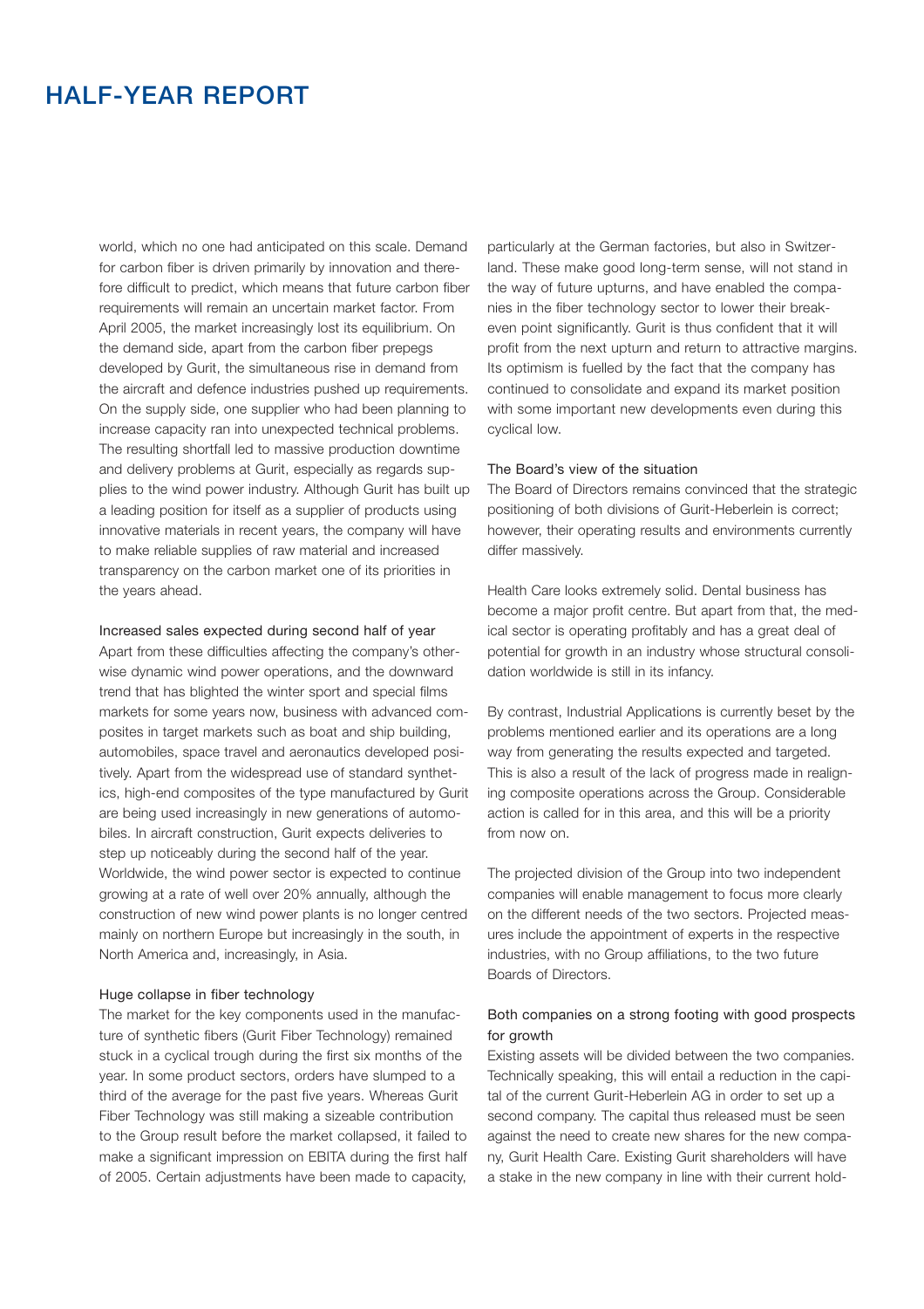# HALF-YEAR REPORT

world, which no one had anticipated on this scale. Demand for carbon fiber is driven primarily by innovation and therefore difficult to predict, which means that future carbon fiber requirements will remain an uncertain market factor. From April 2005, the market increasingly lost its equilibrium. On the demand side, apart from the carbon fiber prepegs developed by Gurit, the simultaneous rise in demand from the aircraft and defence industries pushed up requirements. On the supply side, one supplier who had been planning to increase capacity ran into unexpected technical problems. The resulting shortfall led to massive production downtime and delivery problems at Gurit, especially as regards supplies to the wind power industry. Although Gurit has built up a leading position for itself as a supplier of products using innovative materials in recent years, the company will have to make reliable supplies of raw material and increased transparency on the carbon market one of its priorities in the years ahead.

### Increased sales expected during second half of year

Apart from these difficulties affecting the company's otherwise dynamic wind power operations, and the downward trend that has blighted the winter sport and special films markets for some years now, business with advanced composites in target markets such as boat and ship building, automobiles, space travel and aeronautics developed positively. Apart from the widespread use of standard synthetics, high-end composites of the type manufactured by Gurit are being used increasingly in new generations of automobiles. In aircraft construction, Gurit expects deliveries to step up noticeably during the second half of the year. Worldwide, the wind power sector is expected to continue growing at a rate of well over 20% annually, although the construction of new wind power plants is no longer centred mainly on northern Europe but increasingly in the south, in North America and, increasingly, in Asia.

### Huge collapse in fiber technology

The market for the key components used in the manufacture of synthetic fibers (Gurit Fiber Technology) remained stuck in a cyclical trough during the first six months of the year. In some product sectors, orders have slumped to a third of the average for the past five years. Whereas Gurit Fiber Technology was still making a sizeable contribution to the Group result before the market collapsed, it failed to make a significant impression on EBITA during the first half of 2005. Certain adjustments have been made to capacity, particularly at the German factories, but also in Switzerland. These make good long-term sense, will not stand in the way of future upturns, and have enabled the companies in the fiber technology sector to lower their break-even point significantly. Gurit is thus confident that it will profit from the next upturn and return to attractive margins. Its optimism is fuelled by the fact that the company has continued to consolidate and expand its market position with some important new developments even during this cyclical low.

### The Board's view of the situation

The Board of Directors remains convinced that the strategic positioning of both divisions of Gurit-Heberlein is correct; however, their operating results and environments currently differ massively.

Health Care looks extremely solid. Dental business has become a major profit centre. But apart from that, the medical sector is operating profitably and has a great deal of potential for growth in an industry whose structural consolidation worldwide is still in its infancy.

By contrast, Industrial Applications is currently beset by the problems mentioned earlier and its operations are a long way from generating the results expected and targeted. This is also a result of the lack of progress made in realigning composite operations across the Group. Considerable action is called for in this area, and this will be a priority from now on.

The projected division of the Group into two independent companies will enable management to focus more clearly on the different needs of the two sectors. Projected measures include the appointment of experts in the respective industries, with no Group affiliations, to the two future Boards of Directors.

### Both companies on a strong footing with good prospects for growth

Existing assets will be divided between the two companies. Technically speaking, this will entail a reduction in the capital of the current Gurit-Heberlein AG in order to set up a second company. The capital thus released must be seen against the need to create new shares for the new company, Gurit Health Care. Existing Gurit shareholders will have a stake in the new company in line with their current hold-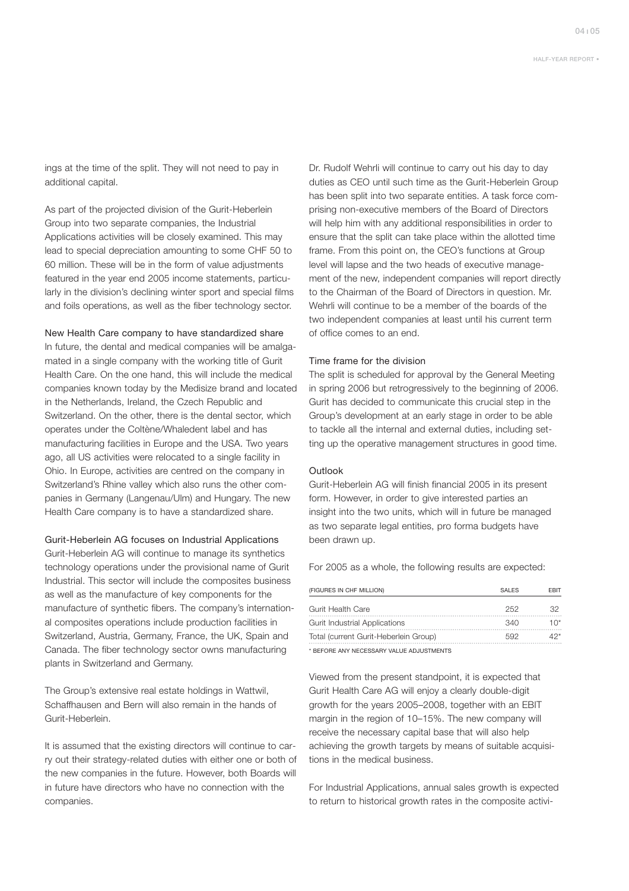ings at the time of the split. They will not need to pay in additional capital.

As part of the projected division of the Gurit-Heberlein Group into two separate companies, the Industrial Applications activities will be closely examined. This may lead to special depreciation amounting to some CHF 50 to 60 million. These will be in the form of value adjustments featured in the year end 2005 income statements, particularly in the division's declining winter sport and special films and foils operations, as well as the fiber technology sector.

### New Health Care company to have standardized share

In future, the dental and medical companies will be amalgamated in a single company with the working title of Gurit Health Care. On the one hand, this will include the medical companies known today by the Medisize brand and located in the Netherlands, Ireland, the Czech Republic and Switzerland. On the other, there is the dental sector, which operates under the Coltène/Whaledent label and has manufacturing facilities in Europe and the USA. Two years ago, all US activities were relocated to a single facility in Ohio. In Europe, activities are centred on the company in Switzerland's Rhine valley which also runs the other companies in Germany (Langenau/Ulm) and Hungary. The new Health Care company is to have a standardized share.

### Gurit-Heberlein AG focuses on Industrial Applications

Gurit-Heberlein AG will continue to manage its synthetics technology operations under the provisional name of Gurit Industrial. This sector will include the composites business as well as the manufacture of key components for the manufacture of synthetic fibers. The company's international composites operations include production facilities in Switzerland, Austria, Germany, France, the UK, Spain and Canada. The fiber technology sector owns manufacturing plants in Switzerland and Germany.

The Group's extensive real estate holdings in Wattwil, Schaffhausen and Bern will also remain in the hands of Gurit-Heberlein.

It is assumed that the existing directors will continue to carry out their strategy-related duties with either one or both of the new companies in the future. However, both Boards will in future have directors who have no connection with the companies.

Dr. Rudolf Wehrli will continue to carry out his day to day duties as CEO until such time as the Gurit-Heberlein Group has been split into two separate entities. A task force comprising non-executive members of the Board of Directors will help him with any additional responsibilities in order to ensure that the split can take place within the allotted time frame. From this point on, the CEO's functions at Group level will lapse and the two heads of executive management of the new, independent companies will report directly to the Chairman of the Board of Directors in question. Mr. Wehrli will continue to be a member of the boards of the two independent companies at least until his current term of office comes to an end.

### Time frame for the division

The split is scheduled for approval by the General Meeting in spring 2006 but retrogressively to the beginning of 2006. Gurit has decided to communicate this crucial step in the Group's development at an early stage in order to be able to tackle all the internal and external duties, including setting up the operative management structures in good time.

### Outlook

Gurit-Heberlein AG will finish financial 2005 in its present form. However, in order to give interested parties an insight into the two units, which will in future be managed as two separate legal entities, pro forma budgets have been drawn up.

For 2005 as a whole, the following results are expected:

| (FIGURES IN CHF MILLION) | SALES | EBIT |
|---|---|---|
| Gurit Health Care | 252 | 32 |
| Gurit Industrial Applications | 340 | 10* |
| Total (current Gurit-Heberlein Group) | 592 | 42* |

* BEFORE ANY NECESSARY VALUE ADJUSTMENTS

Viewed from the present standpoint, it is expected that Gurit Health Care AG will enjoy a clearly double-digit growth for the years 2005–2008, together with an EBIT margin in the region of 10–15%. The new company will receive the necessary capital base that will also help achieving the growth targets by means of suitable acquisitions in the medical business.

For Industrial Applications, annual sales growth is expected to return to historical growth rates in the composite activi-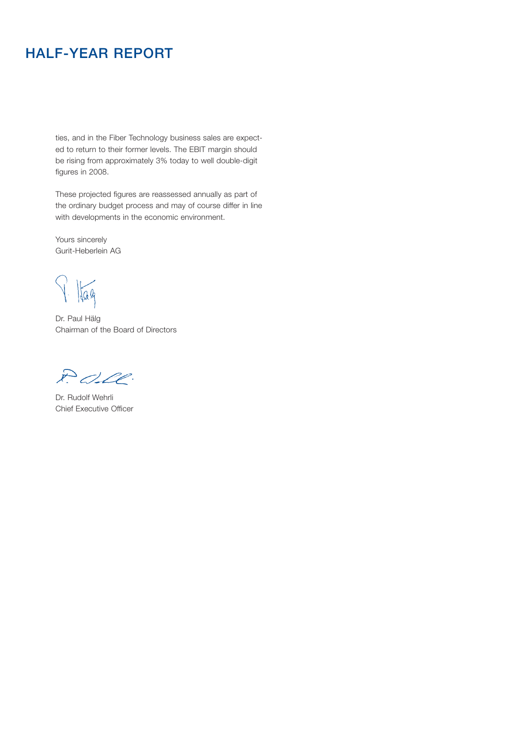# HALF-YEAR REPORT

ties, and in the Fiber Technology business sales are expected to return to their former levels. The EBIT margin should be rising from approximately 3% today to well double-digit figures in 2008.

These projected figures are reassessed annually as part of the ordinary budget process and may of course differ in line with developments in the economic environment.

Yours sincerely
Gurit-Heberlein AG

Dr. Paul Hälg
Chairman of the Board of Directors

Dr. Rudolf Wehrli
Chief Executive Officer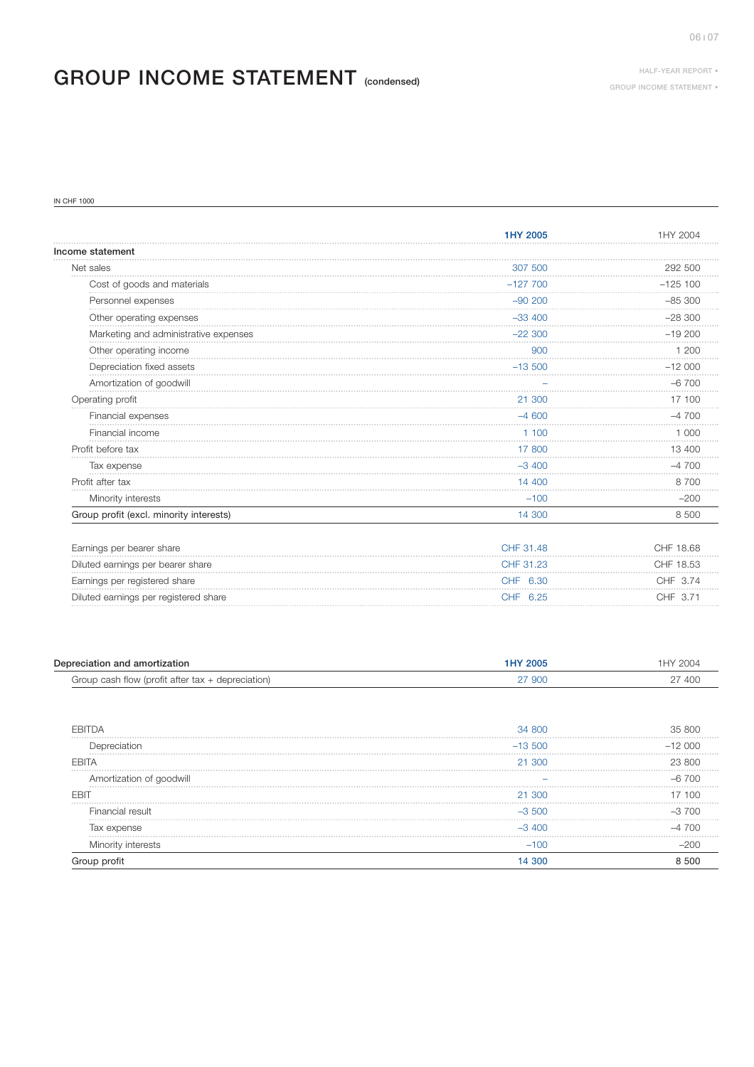# GROUP INCOME STATEMENT (condensed)

IN CHF 1000

| | 1HY 2005 | 1HY 2004 |
|---|---|---|
| **Income statement** | | |
| Net sales | 307 500 | 292 500 |
| Cost of goods and materials | –127 700 | –125 100 |
| Personnel expenses | –90 200 | –85 300 |
| Other operating expenses | –33 400 | –28 300 |
| Marketing and administrative expenses | –22 300 | –19 200 |
| Other operating income | 900 | 1 200 |
| Depreciation fixed assets | –13 500 | –12 000 |
| Amortization of goodwill | – | –6 700 |
| Operating profit | 21 300 | 17 100 |
| Financial expenses | –4 600 | –4 700 |
| Financial income | 1 100 | 1 000 |
| Profit before tax | 17 800 | 13 400 |
| Tax expense | –3 400 | –4 700 |
| Profit after tax | 14 400 | 8 700 |
| Minority interests | –100 | –200 |
| Group profit (excl. minority interests) | 14 300 | 8 500 |
| | | |
| Earnings per bearer share | CHF 31.48 | CHF 18.68 |
| Diluted earnings per bearer share | CHF 31.23 | CHF 18.53 |
| Earnings per registered share | CHF 6.30 | CHF 3.74 |
| Diluted earnings per registered share | CHF 6.25 | CHF 3.71 |

| Depreciation and amortization | 1HY 2005 | 1HY 2004 |
|---|---|---|
| Group cash flow (profit after tax + depreciation) | 27 900 | 27 400 |

| | | |
|---|---|---|
| EBITDA | 34 800 | 35 800 |
| Depreciation | –13 500 | –12 000 |
| EBITA | 21 300 | 23 800 |
| Amortization of goodwill | – | –6 700 |
| EBIT | 21 300 | 17 100 |
| Financial result | –3 500 | –3 700 |
| Tax expense | –3 400 | –4 700 |
| Minority interests | –100 | –200 |
| Group profit | 14 300 | 8 500 |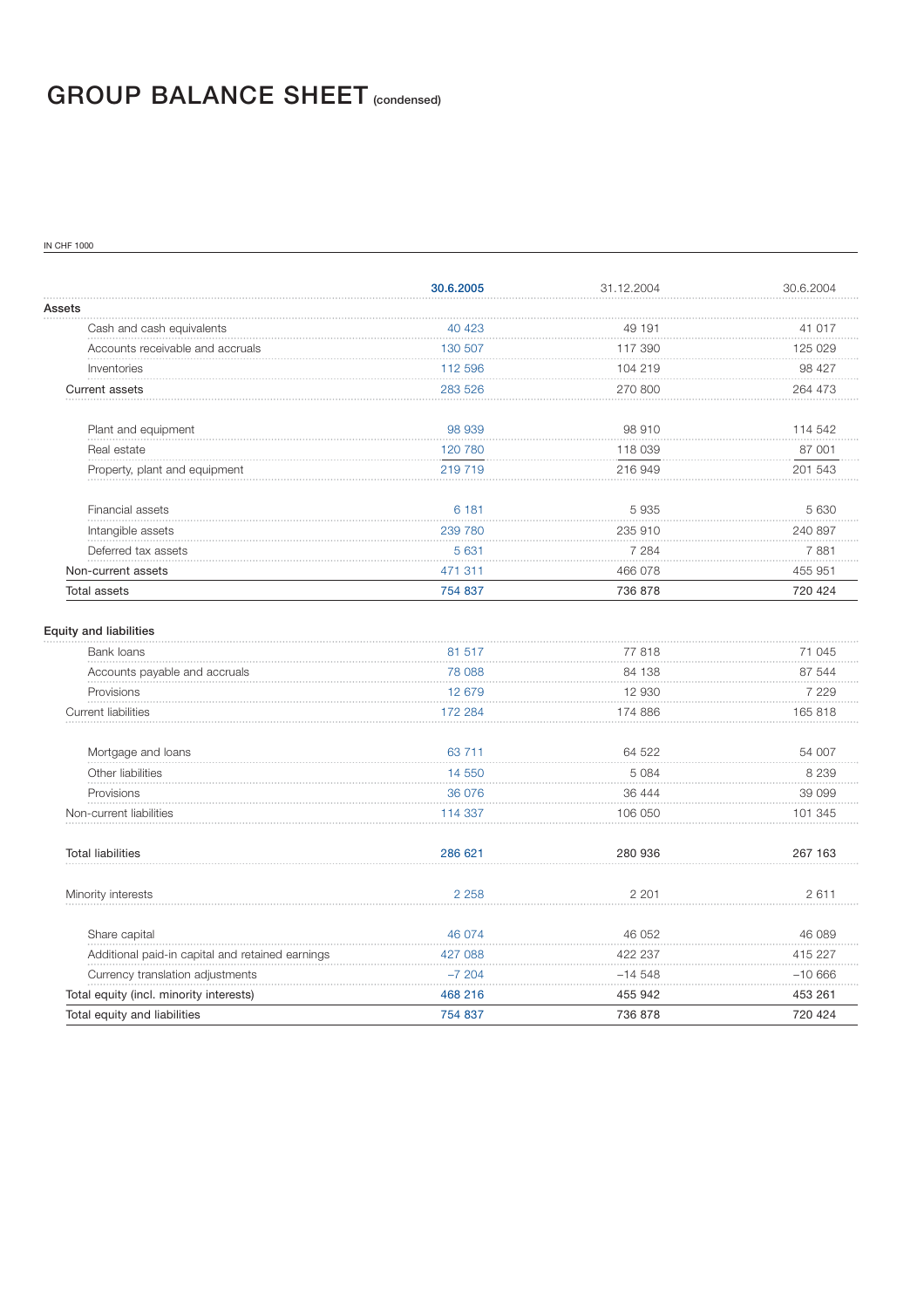# GROUP BALANCE SHEET (condensed)

IN CHF 1000

| | 30.6.2005 | 31.12.2004 | 30.6.2004 |
|---|---|---|---|
| **Assets** | | | |
| Cash and cash equivalents | 40 423 | 49 191 | 41 017 |
| Accounts receivable and accruals | 130 507 | 117 390 | 125 029 |
| Inventories | 112 596 | 104 219 | 98 427 |
| Current assets | 283 526 | 270 800 | 264 473 |
| Plant and equipment | 98 939 | 98 910 | 114 542 |
| Real estate | 120 780 | 118 039 | 87 001 |
| Property, plant and equipment | 219 719 | 216 949 | 201 543 |
| Financial assets | 6 181 | 5 935 | 5 630 |
| Intangible assets | 239 780 | 235 910 | 240 897 |
| Deferred tax assets | 5 631 | 7 284 | 7 881 |
| Non-current assets | 471 311 | 466 078 | 455 951 |
| Total assets | 754 837 | 736 878 | 720 424 |
| **Equity and liabilities** | | | |
| Bank loans | 81 517 | 77 818 | 71 045 |
| Accounts payable and accruals | 78 088 | 84 138 | 87 544 |
| Provisions | 12 679 | 12 930 | 7 229 |
| Current liabilities | 172 284 | 174 886 | 165 818 |
| Mortgage and loans | 63 711 | 64 522 | 54 007 |
| Other liabilities | 14 550 | 5 084 | 8 239 |
| Provisions | 36 076 | 36 444 | 39 099 |
| Non-current liabilities | 114 337 | 106 050 | 101 345 |
| Total liabilities | 286 621 | 280 936 | 267 163 |
| Minority interests | 2 258 | 2 201 | 2 611 |
| Share capital | 46 074 | 46 052 | 46 089 |
| Additional paid-in capital and retained earnings | 427 088 | 422 237 | 415 227 |
| Currency translation adjustments | –7 204 | –14 548 | –10 666 |
| Total equity (incl. minority interests) | 468 216 | 455 942 | 453 261 |
| Total equity and liabilities | 754 837 | 736 878 | 720 424 |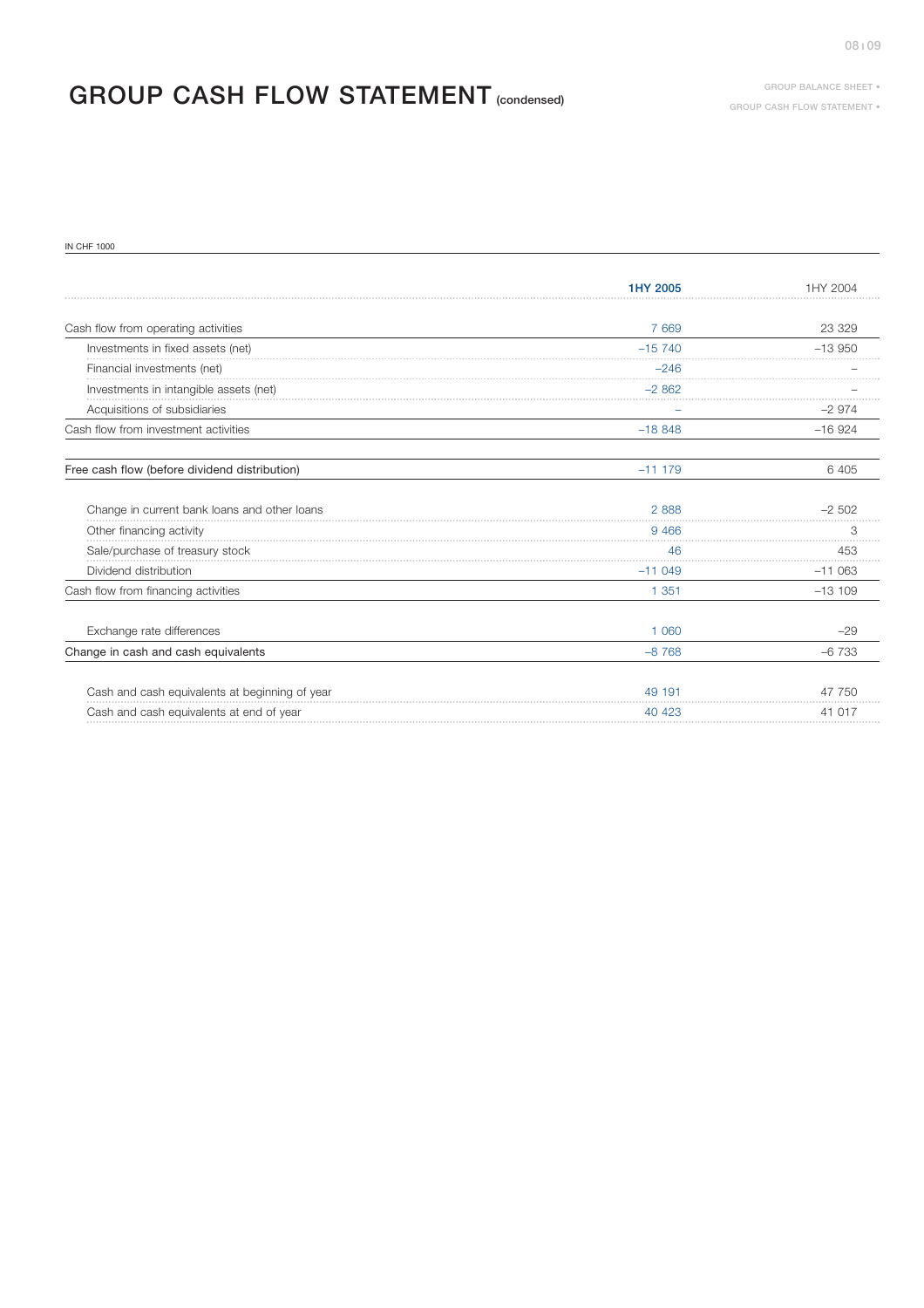# GROUP CASH FLOW STATEMENT (condensed)

IN CHF 1000

| | 1HY 2005 | 1HY 2004 |
|---|---|---|
| Cash flow from operating activities | 7 669 | 23 329 |
| Investments in fixed assets (net) | –15 740 | –13 950 |
| Financial investments (net) | –246 | – |
| Investments in intangible assets (net) | –2 862 | – |
| Acquisitions of subsidiaries | – | –2 974 |
| Cash flow from investment activities | –18 848 | –16 924 |
| Free cash flow (before dividend distribution) | –11 179 | 6 405 |
| Change in current bank loans and other loans | 2 888 | –2 502 |
| Other financing activity | 9 466 | 3 |
| Sale/purchase of treasury stock | 46 | 453 |
| Dividend distribution | –11 049 | –11 063 |
| Cash flow from financing activities | 1 351 | –13 109 |
| Exchange rate differences | 1 060 | –29 |
| Change in cash and cash equivalents | –8 768 | –6 733 |
| Cash and cash equivalents at beginning of year | 49 191 | 47 750 |
| Cash and cash equivalents at end of year | 40 423 | 41 017 |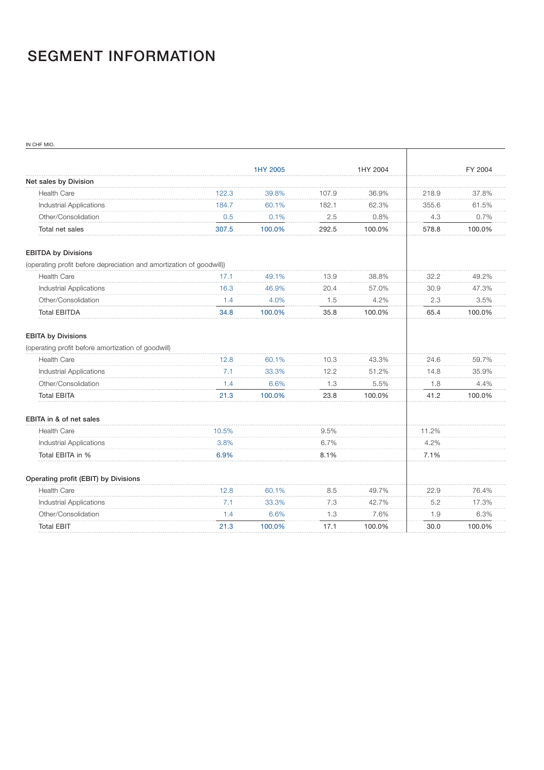# SEGMENT INFORMATION

IN CHF MIO.

| | 1HY 2005 | | 1HY 2004 | | FY 2004 | |
|---|---|---|---|---|---|---|
| **Net sales by Division** | | | | | | |
| Health Care | 122.3 | 39.8% | 107.9 | 36.9% | 218.9 | 37.8% |
| Industrial Applications | 184.7 | 60.1% | 182.1 | 62.3% | 355.6 | 61.5% |
| Other/Consolidation | 0.5 | 0.1% | 2.5 | 0.8% | 4.3 | 0.7% |
| Total net sales | 307.5 | 100.0% | 292.5 | 100.0% | 578.8 | 100.0% |
| **EBITDA by Divisions** | | | | | | |
| (operating profit before depreciation and amortization of goodwill)) | | | | | | |
| Health Care | 17.1 | 49.1% | 13.9 | 38.8% | 32.2 | 49.2% |
| Industrial Applications | 16.3 | 46.9% | 20.4 | 57.0% | 30.9 | 47.3% |
| Other/Consolidation | 1.4 | 4.0% | 1.5 | 4.2% | 2.3 | 3.5% |
| Total EBITDA | 34.8 | 100.0% | 35.8 | 100.0% | 65.4 | 100.0% |
| **EBITA by Divisions** | | | | | | |
| (operating profit before amortization of goodwill) | | | | | | |
| Health Care | 12.8 | 60.1% | 10.3 | 43.3% | 24.6 | 59.7% |
| Industrial Applications | 7.1 | 33.3% | 12.2 | 51.2% | 14.8 | 35.9% |
| Other/Consolidation | 1.4 | 6.6% | 1.3 | 5.5% | 1.8 | 4.4% |
| Total EBITA | 21.3 | 100.0% | 23.8 | 100.0% | 41.2 | 100.0% |
| **EBITA in & of net sales** | | | | | | |
| Health Care | 10.5% | | 9.5% | | 11.2% | |
| Industrial Applications | 3.8% | | 6.7% | | 4.2% | |
| Total EBITA in % | 6.9% | | 8.1% | | 7.1% | |
| **Operating profit (EBIT) by Divisions** | | | | | | |
| Health Care | 12.8 | 60.1% | 8.5 | 49.7% | 22.9 | 76.4% |
| Industrial Applications | 7.1 | 33.3% | 7.3 | 42.7% | 5.2 | 17.3% |
| Other/Consolidation | 1.4 | 6.6% | 1.3 | 7.6% | 1.9 | 6.3% |
| Total EBIT | 21.3 | 100.0% | 17.1 | 100.0% | 30.0 | 100.0% |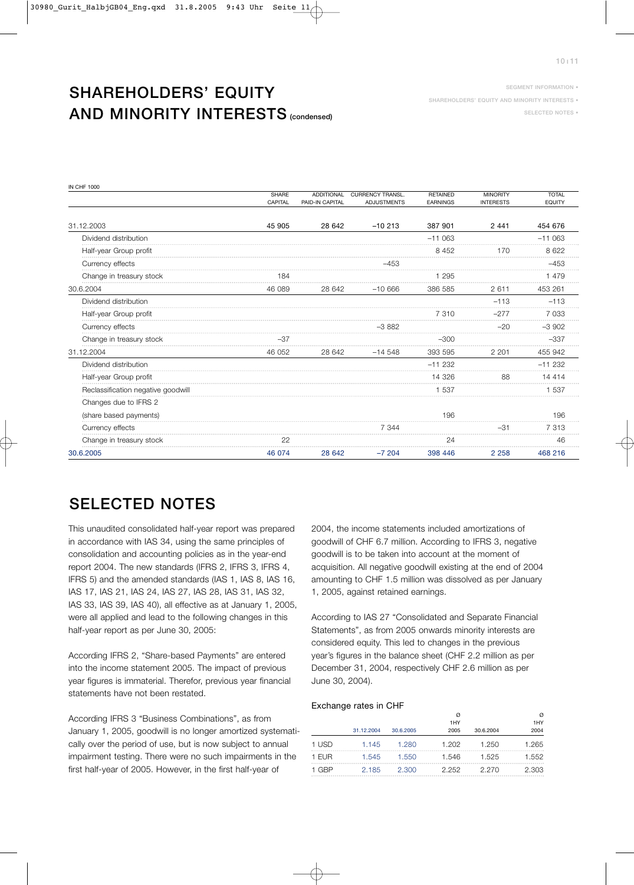# SHAREHOLDERS' EQUITY AND MINORITY INTERESTS (condensed)

IN CHF 1000

| | SHARE CAPITAL | ADDITIONAL PAID-IN CAPITAL | CURRENCY TRANSL. ADJUSTMENTS | RETAINED EARNINGS | MINORITY INTERESTS | TOTAL EQUITY |
|---|---|---|---|---|---|---|
| 31.12.2003 | 45 905 | 28 642 | –10 213 | 387 901 | 2 441 | 454 676 |
| Dividend distribution | | | | –11 063 | | –11 063 |
| Half-year Group profit | | | | 8 452 | 170 | 8 622 |
| Currency effects | | | –453 | | | –453 |
| Change in treasury stock | 184 | | | 1 295 | | 1 479 |
| 30.6.2004 | 46 089 | 28 642 | –10 666 | 386 585 | 2 611 | 453 261 |
| Dividend distribution | | | | | –113 | –113 |
| Half-year Group profit | | | | 7 310 | –277 | 7 033 |
| Currency effects | | | –3 882 | | –20 | –3 902 |
| Change in treasury stock | –37 | | | –300 | | –337 |
| 31.12.2004 | 46 052 | 28 642 | –14 548 | 393 595 | 2 201 | 455 942 |
| Dividend distribution | | | | –11 232 | | –11 232 |
| Half-year Group profit | | | | 14 326 | 88 | 14 414 |
| Reclassification negative goodwill | | | | 1 537 | | 1 537 |
| Changes due to IFRS 2 (share based payments) | | | | 196 | | 196 |
| Currency effects | | | 7 344 | | –31 | 7 313 |
| Change in treasury stock | 22 | | | 24 | | 46 |
| 30.6.2005 | 46 074 | 28 642 | –7 204 | 398 446 | 2 258 | 468 216 |

# SELECTED NOTES

This unaudited consolidated half-year report was prepared in accordance with IAS 34, using the same principles of consolidation and accounting policies as in the year-end report 2004. The new standards (IFRS 2, IFRS 3, IFRS 4, IFRS 5) and the amended standards (IAS 1, IAS 8, IAS 16, IAS 17, IAS 21, IAS 24, IAS 27, IAS 28, IAS 31, IAS 32, IAS 33, IAS 39, IAS 40), all effective as at January 1, 2005, were all applied and lead to the following changes in this half-year report as per June 30, 2005:

According IFRS 2, "Share-based Payments" are entered into the income statement 2005. The impact of previous year figures is immaterial. Therefor, previous year financial statements have not been restated.

According IFRS 3 "Business Combinations", as from January 1, 2005, goodwill is no longer amortized systematically over the period of use, but is now subject to annual impairment testing. There were no such impairments in the first half-year of 2005. However, in the first half-year of 2004, the income statements included amortizations of goodwill of CHF 6.7 million. According to IFRS 3, negative goodwill is to be taken into account at the moment of acquisition. All negative goodwill existing at the end of 2004 amounting to CHF 1.5 million was dissolved as per January 1, 2005, against retained earnings.

According to IAS 27 "Consolidated and Separate Financial Statements", as from 2005 onwards minority interests are considered equity. This led to changes in the previous year's figures in the balance sheet (CHF 2.2 million as per December 31, 2004, respectively CHF 2.6 million as per June 30, 2004).

Exchange rates in CHF

| | 31.12.2004 | 30.6.2005 | Ø 1HY 2005 | 30.6.2004 | Ø 1HY 2004 |
|---|---|---|---|---|---|
| 1 USD | 1.145 | 1.280 | 1.202 | 1.250 | 1.265 |
| 1 EUR | 1.545 | 1.550 | 1.546 | 1.525 | 1.552 |
| 1 GBP | 2.185 | 2.300 | 2.252 | 2.270 | 2.303 |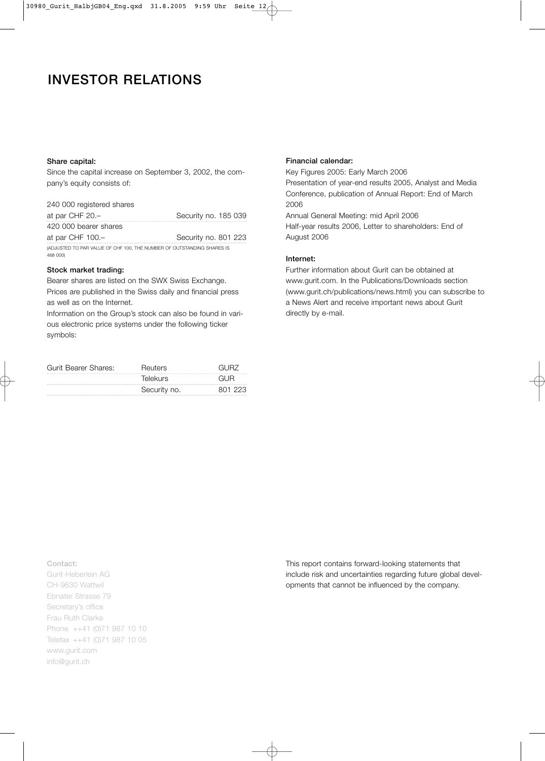# INVESTOR RELATIONS

**Share capital:**

Since the capital increase on September 3, 2002, the company's equity consists of:

| | |
|---|---|
| 240 000 registered shares at par CHF 20.– | Security no. 185 039 |
| 420 000 bearer shares at par CHF 100.– | Security no. 801 223 |

(ADJUSTED TO PAR VALUE OF CHF 100, THE NUMBER OF OUTSTANDING SHARES IS 468 000)

**Stock market trading:**

Bearer shares are listed on the SWX Swiss Exchange. Prices are published in the Swiss daily and financial press as well as on the Internet.

Information on the Group's stock can also be found in various electronic price systems under the following ticker symbols:

| | | |
|---|---|---|
| Gurit Bearer Shares: | Reuters | GURZ |
| | Telekurs | GUR |
| | Security no. | 801 223 |

**Financial calendar:**

Key Figures 2005: Early March 2006

Presentation of year-end results 2005, Analyst and Media Conference, publication of Annual Report: End of March 2006

Annual General Meeting: mid April 2006

Half-year results 2006, Letter to shareholders: End of August 2006

**Internet:**

Further information about Gurit can be obtained at www.gurit.com. In the Publications/Downloads section (www.gurit.ch/publications/news.html) you can subscribe to a News Alert and receive important news about Gurit directly by e-mail.

**Contact:**

Gurit-Heberlein AG
CH-9630 Wattwil
Ebnater Strasse 79
Secretary's office
Frau Ruth Clarke
Phone ++41 (0)71 987 10 10
Telefax ++41 (0)71 987 10 05
www.gurit.com
info@gurit.ch

This report contains forward-looking statements that include risk and uncertainties regarding future global developments that cannot be influenced by the company.